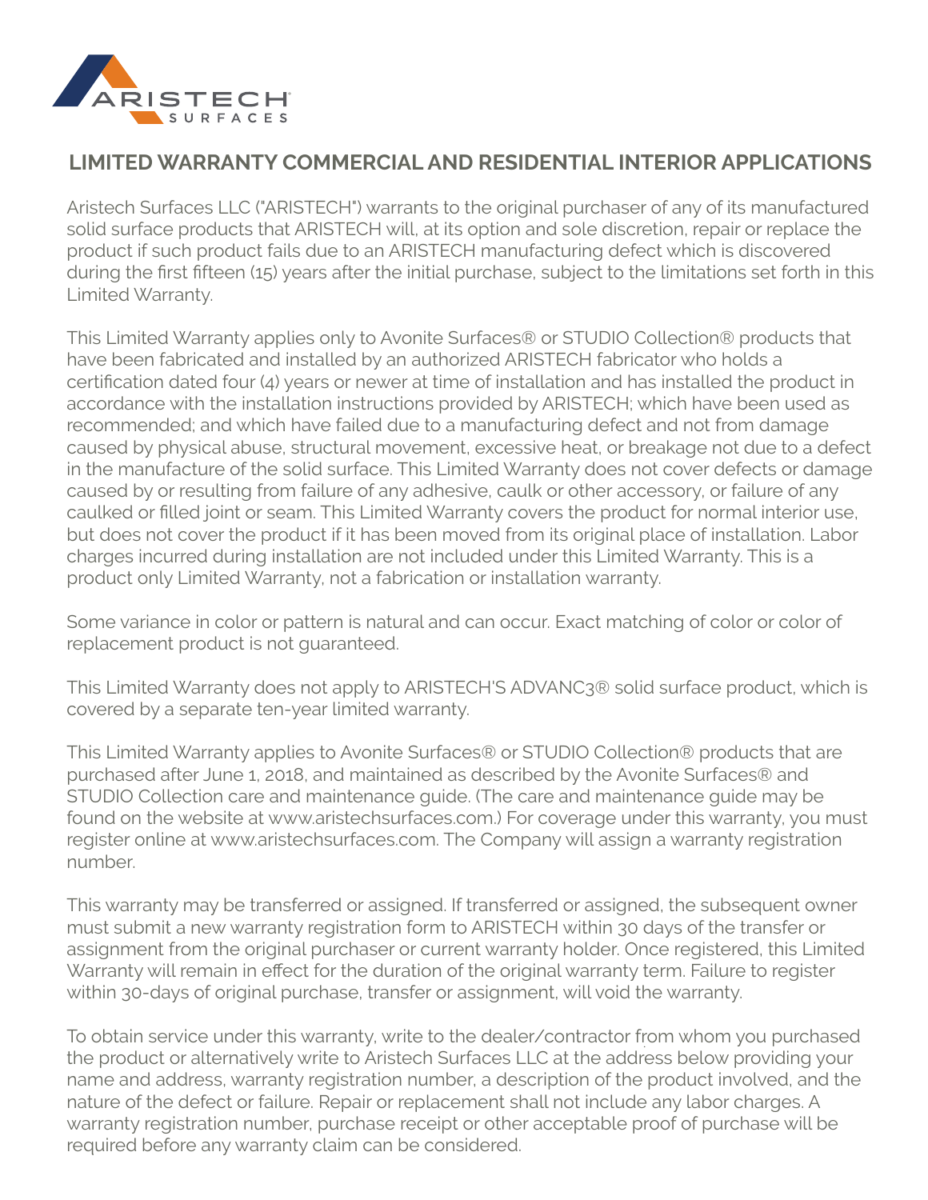# LIMITED WARRANTY COMMERCIAL AND RESIDENTIAL INTERIOR APPLICATIONS

Aristech Surfaces LLC ("ARISTECH") warrants to the original purchaser of any of its manufactured solid surface products that ARISTECH will, at its option and sole discretion, repair or replace the product if such product fails due to an ARISTECH manufacturing defect which is discovered during the first fifteen (15) years after the initial purchase, subject to the limitations set forth in this Limited Warranty.

This Limited Warranty applies only to Avonite Surfaces® or STUDIO Collection® products that have been fabricated and installed by an authorized ARISTECH fabricator who holds a certification dated four (4) years or newer at time of installation and has installed the product in accordance with the installation instructions provided by ARISTECH; which have been used as recommended; and which have failed due to a manufacturing defect and not from damage caused by physical abuse, structural movement, excessive heat, or breakage not due to a defect in the manufacture of the solid surface. This Limited Warranty does not cover defects or damage caused by or resulting from failure of any adhesive, caulk or other accessory, or failure of any caulked or filled joint or seam. This Limited Warranty covers the product for normal interior use, but does not cover the product if it has been moved from its original place of installation. Labor charges incurred during installation are not included under this Limited Warranty. This is a product only Limited Warranty, not a fabrication or installation warranty.

Some variance in color or pattern is natural and can occur. Exact matching of color or color of replacement product is not guaranteed.

This Limited Warranty does not apply to ARISTECH'S ADVANC3® solid surface product, which is covered by a separate ten-year limited warranty.

This Limited Warranty applies to Avonite Surfaces® or STUDIO Collection® products that are purchased after June 1, 2018, and maintained as described by the Avonite Surfaces® and STUDIO Collection care and maintenance guide. (The care and maintenance guide may be found on the website at www.aristechsurfaces.com.) For coverage under this warranty, you must register online at www.aristechsurfaces.com. The Company will assign a warranty registration number.

This warranty may be transferred or assigned. If transferred or assigned, the subsequent owner must submit a new warranty registration form to ARISTECH within 30 days of the transfer or assignment from the original purchaser or current warranty holder. Once registered, this Limited Warranty will remain in effect for the duration of the original warranty term. Failure to register within 30-days of original purchase, transfer or assignment, will void the warranty.

To obtain service under this warranty, write to the dealer/contractor from whom you purchased the product or alternatively write to Aristech Surfaces LLC at the address below providing your name and address, warranty registration number, a description of the product involved, and the nature of the defect or failure. Repair or replacement shall not include any labor charges. A warranty registration number, purchase receipt or other acceptable proof of purchase will be required before any warranty claim can be considered.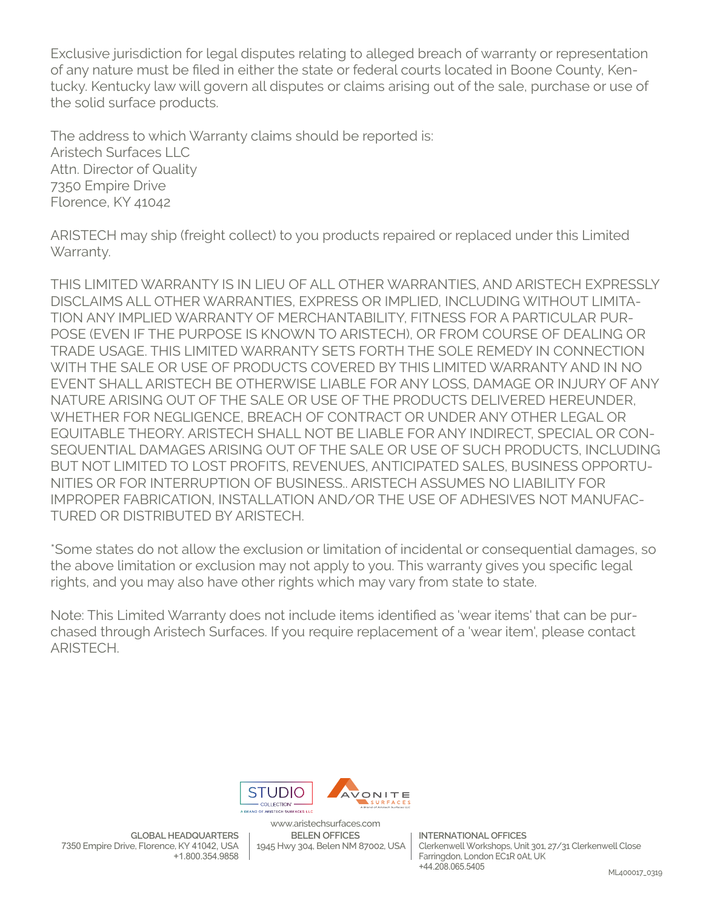Exclusive jurisdiction for legal disputes relating to alleged breach of warranty or representation of any nature must be filed in either the state or federal courts located in Boone County, Kentucky. Kentucky law will govern all disputes or claims arising out of the sale, purchase or use of the solid surface products.

The address to which Warranty claims should be reported is:
Aristech Surfaces LLC
Attn. Director of Quality
7350 Empire Drive
Florence, KY 41042

ARISTECH may ship (freight collect) to you products repaired or replaced under this Limited Warranty.

THIS LIMITED WARRANTY IS IN LIEU OF ALL OTHER WARRANTIES, AND ARISTECH EXPRESSLY DISCLAIMS ALL OTHER WARRANTIES, EXPRESS OR IMPLIED, INCLUDING WITHOUT LIMITATION ANY IMPLIED WARRANTY OF MERCHANTABILITY, FITNESS FOR A PARTICULAR PURPOSE (EVEN IF THE PURPOSE IS KNOWN TO ARISTECH), OR FROM COURSE OF DEALING OR TRADE USAGE. THIS LIMITED WARRANTY SETS FORTH THE SOLE REMEDY IN CONNECTION WITH THE SALE OR USE OF PRODUCTS COVERED BY THIS LIMITED WARRANTY AND IN NO EVENT SHALL ARISTECH BE OTHERWISE LIABLE FOR ANY LOSS, DAMAGE OR INJURY OF ANY NATURE ARISING OUT OF THE SALE OR USE OF THE PRODUCTS DELIVERED HEREUNDER, WHETHER FOR NEGLIGENCE, BREACH OF CONTRACT OR UNDER ANY OTHER LEGAL OR EQUITABLE THEORY. ARISTECH SHALL NOT BE LIABLE FOR ANY INDIRECT, SPECIAL OR CONSEQUENTIAL DAMAGES ARISING OUT OF THE SALE OR USE OF SUCH PRODUCTS, INCLUDING BUT NOT LIMITED TO LOST PROFITS, REVENUES, ANTICIPATED SALES, BUSINESS OPPORTUNITIES OR FOR INTERRUPTION OF BUSINESS.. ARISTECH ASSUMES NO LIABILITY FOR IMPROPER FABRICATION, INSTALLATION AND/OR THE USE OF ADHESIVES NOT MANUFACTURED OR DISTRIBUTED BY ARISTECH.

*Some states do not allow the exclusion or limitation of incidental or consequential damages, so the above limitation or exclusion may not apply to you. This warranty gives you specific legal rights, and you may also have other rights which may vary from state to state.

Note: This Limited Warranty does not include items identified as 'wear items' that can be purchased through Aristech Surfaces. If you require replacement of a 'wear item', please contact ARISTECH.

STUDIO COLLECTION — A BRAND OF ARISTECH SURFACES LLC

AVONITE SURFACES — A Brand of Aristech Surfaces LLC

www.aristechsurfaces.com

**GLOBAL HEADQUARTERS**
7350 Empire Drive, Florence, KY 41042, USA
+1.800.354.9858

**BELEN OFFICES**
1945 Hwy 304, Belen NM 87002, USA

**INTERNATIONAL OFFICES**
Clerkenwell Workshops, Unit 301, 27/31 Clerkenwell Close
Farringdon, London EC1R 0At, UK
+44.208.065.5405

ML400017_0319